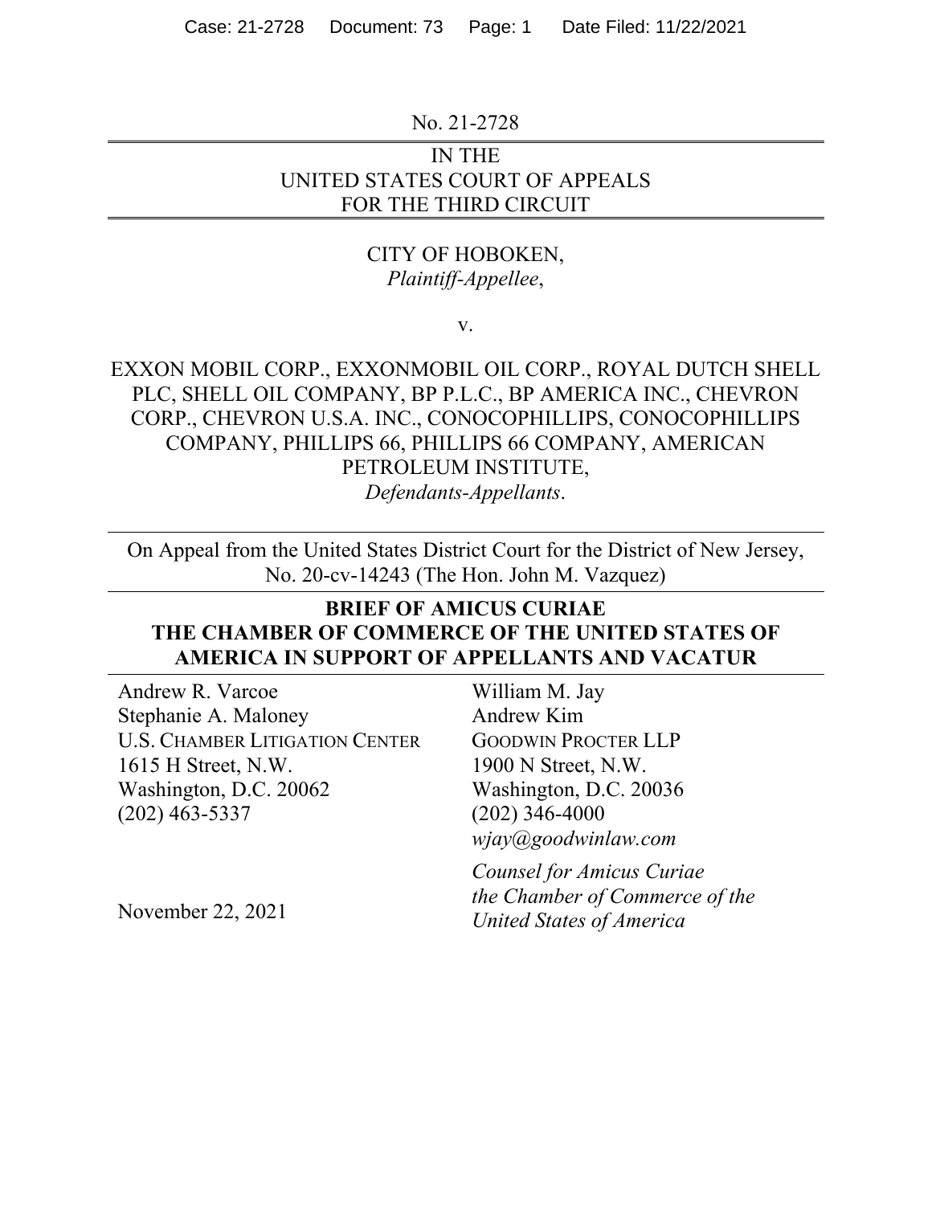No. 21-2728

IN THE
UNITED STATES COURT OF APPEALS
FOR THE THIRD CIRCUIT

CITY OF HOBOKEN,
*Plaintiff-Appellee*,

v.

EXXON MOBIL CORP., EXXONMOBIL OIL CORP., ROYAL DUTCH SHELL PLC, SHELL OIL COMPANY, BP P.L.C., BP AMERICA INC., CHEVRON CORP., CHEVRON U.S.A. INC., CONOCOPHILLIPS, CONOCOPHILLIPS COMPANY, PHILLIPS 66, PHILLIPS 66 COMPANY, AMERICAN PETROLEUM INSTITUTE,
*Defendants-Appellants*.

On Appeal from the United States District Court for the District of New Jersey, No. 20-cv-14243 (The Hon. John M. Vazquez)

**BRIEF OF AMICUS CURIAE THE CHAMBER OF COMMERCE OF THE UNITED STATES OF AMERICA IN SUPPORT OF APPELLANTS AND VACATUR**

Andrew R. Varcoe
Stephanie A. Maloney
U.S. CHAMBER LITIGATION CENTER
1615 H Street, N.W.
Washington, D.C. 20062
(202) 463-5337

William M. Jay
Andrew Kim
GOODWIN PROCTER LLP
1900 N Street, N.W.
Washington, D.C. 20036
(202) 346-4000
*wjay@goodwinlaw.com*

*Counsel for Amicus Curiae the Chamber of Commerce of the United States of America*

November 22, 2021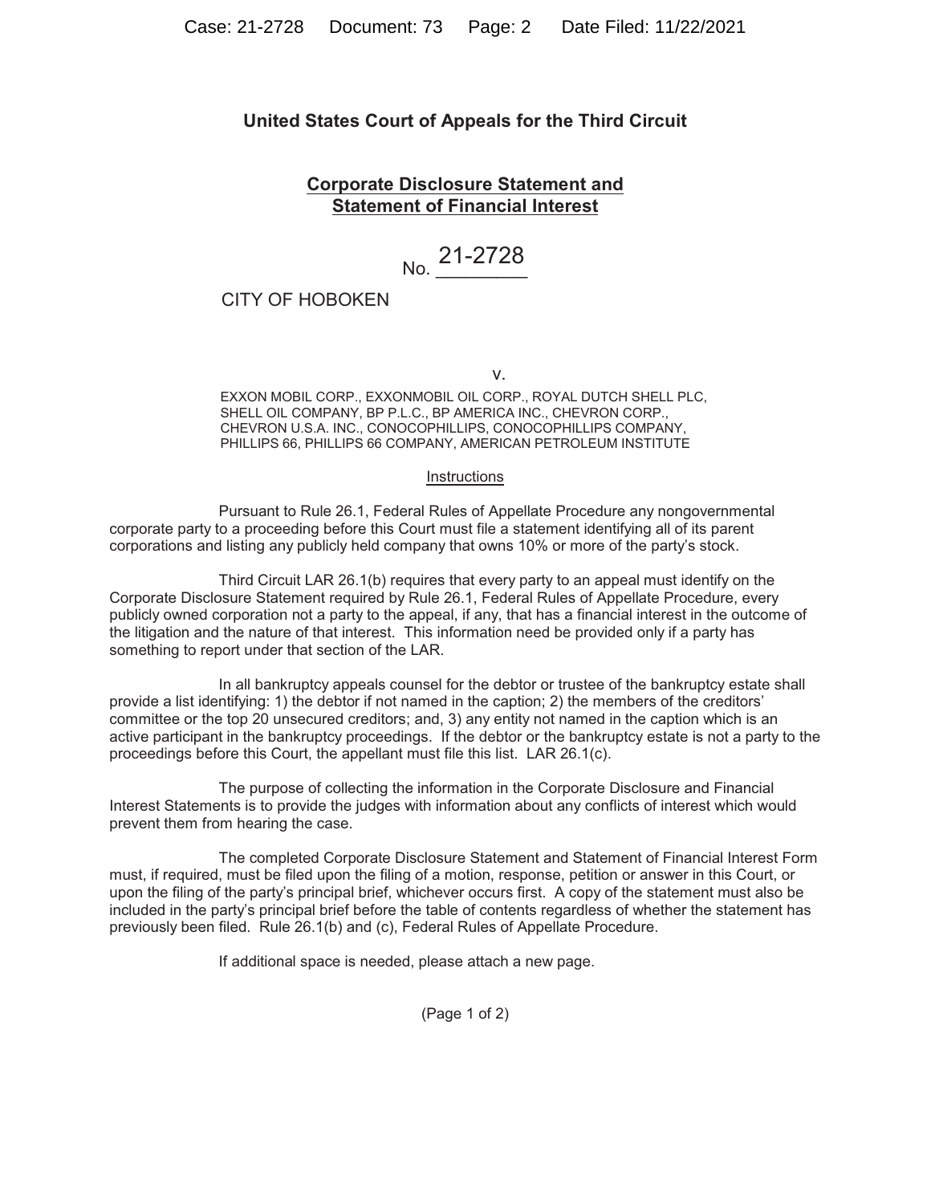# United States Court of Appeals for the Third Circuit

## Corporate Disclosure Statement and Statement of Financial Interest

No. 21-2728

CITY OF HOBOKEN

v.

EXXON MOBIL CORP., EXXONMOBIL OIL CORP., ROYAL DUTCH SHELL PLC, SHELL OIL COMPANY, BP P.L.C., BP AMERICA INC., CHEVRON CORP., CHEVRON U.S.A. INC., CONOCOPHILLIPS, CONOCOPHILLIPS COMPANY, PHILLIPS 66, PHILLIPS 66 COMPANY, AMERICAN PETROLEUM INSTITUTE

Instructions

Pursuant to Rule 26.1, Federal Rules of Appellate Procedure any nongovernmental corporate party to a proceeding before this Court must file a statement identifying all of its parent corporations and listing any publicly held company that owns 10% or more of the party's stock.

Third Circuit LAR 26.1(b) requires that every party to an appeal must identify on the Corporate Disclosure Statement required by Rule 26.1, Federal Rules of Appellate Procedure, every publicly owned corporation not a party to the appeal, if any, that has a financial interest in the outcome of the litigation and the nature of that interest. This information need be provided only if a party has something to report under that section of the LAR.

In all bankruptcy appeals counsel for the debtor or trustee of the bankruptcy estate shall provide a list identifying: 1) the debtor if not named in the caption; 2) the members of the creditors' committee or the top 20 unsecured creditors; and, 3) any entity not named in the caption which is an active participant in the bankruptcy proceedings. If the debtor or the bankruptcy estate is not a party to the proceedings before this Court, the appellant must file this list. LAR 26.1(c).

The purpose of collecting the information in the Corporate Disclosure and Financial Interest Statements is to provide the judges with information about any conflicts of interest which would prevent them from hearing the case.

The completed Corporate Disclosure Statement and Statement of Financial Interest Form must, if required, must be filed upon the filing of a motion, response, petition or answer in this Court, or upon the filing of the party's principal brief, whichever occurs first. A copy of the statement must also be included in the party's principal brief before the table of contents regardless of whether the statement has previously been filed. Rule 26.1(b) and (c), Federal Rules of Appellate Procedure.

If additional space is needed, please attach a new page.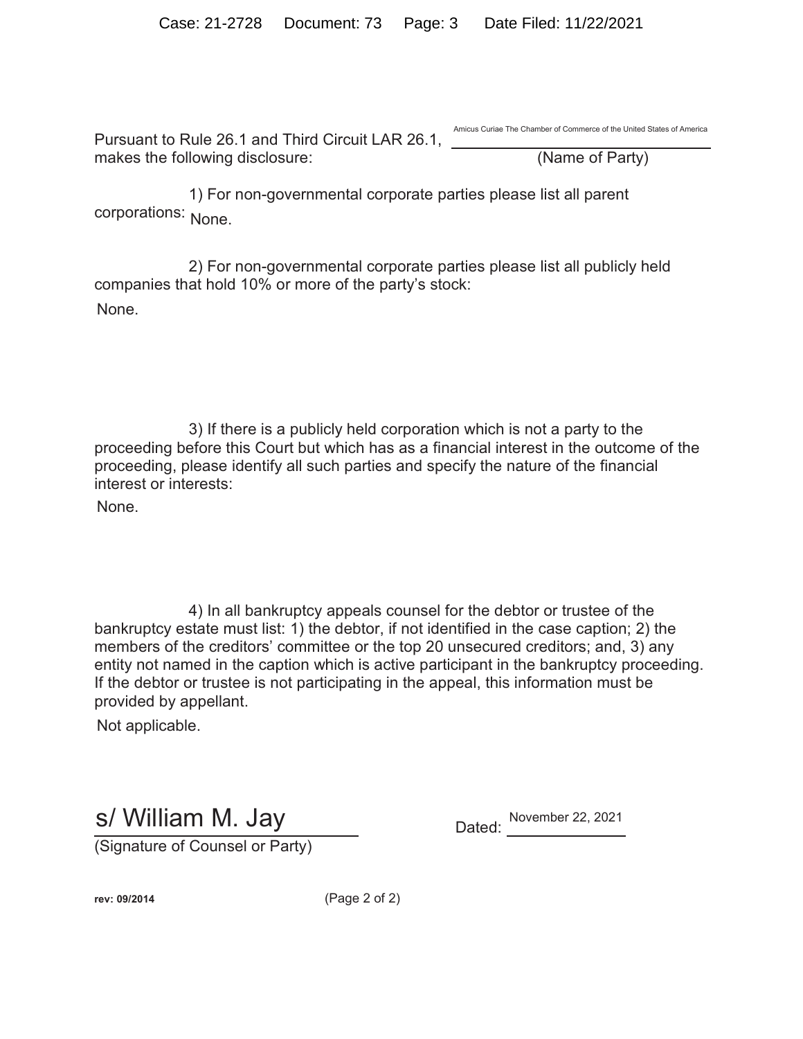Pursuant to Rule 26.1 and Third Circuit LAR 26.1, Amicus Curiae The Chamber of Commerce of the United States of America (Name of Party) makes the following disclosure:

1) For non-governmental corporate parties please list all parent corporations: None.

2) For non-governmental corporate parties please list all publicly held companies that hold 10% or more of the party's stock:

None.

3) If there is a publicly held corporation which is not a party to the proceeding before this Court but which has as a financial interest in the outcome of the proceeding, please identify all such parties and specify the nature of the financial interest or interests:

None.

4) In all bankruptcy appeals counsel for the debtor or trustee of the bankruptcy estate must list: 1) the debtor, if not identified in the case caption; 2) the members of the creditors' committee or the top 20 unsecured creditors; and, 3) any entity not named in the caption which is active participant in the bankruptcy proceeding. If the debtor or trustee is not participating in the appeal, this information must be provided by appellant.

Not applicable.

s/ William M. Jay
(Signature of Counsel or Party)

Dated: November 22, 2021

rev: 09/2014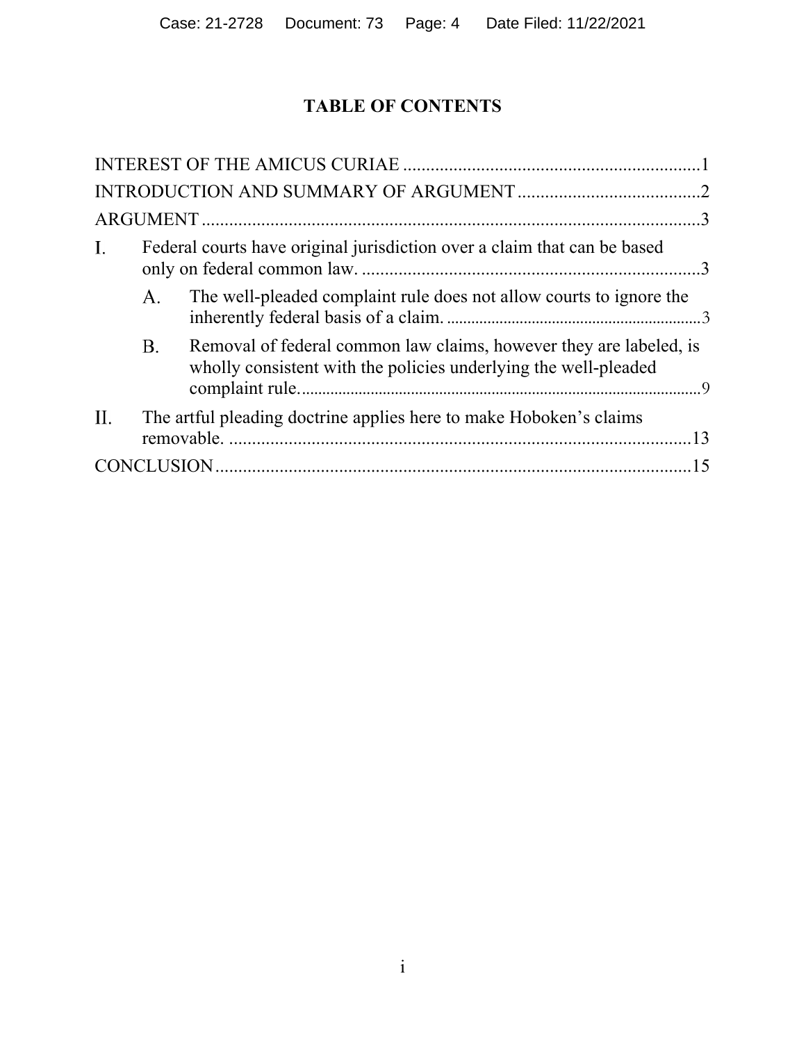## TABLE OF CONTENTS

INTEREST OF THE AMICUS CURIAE ....................................................................1

INTRODUCTION AND SUMMARY OF ARGUMENT ........................................2

ARGUMENT ..............................................................................................................3

I. Federal courts have original jurisdiction over a claim that can be based only on federal common law. ...........................................................................3

  A. The well-pleaded complaint rule does not allow courts to ignore the inherently federal basis of a claim. ...............................................................3

  B. Removal of federal common law claims, however they are labeled, is wholly consistent with the policies underlying the well-pleaded complaint rule. .....................................................................................................9

II. The artful pleading doctrine applies here to make Hoboken's claims removable. .....................................................................................................13

CONCLUSION .......................................................................................................15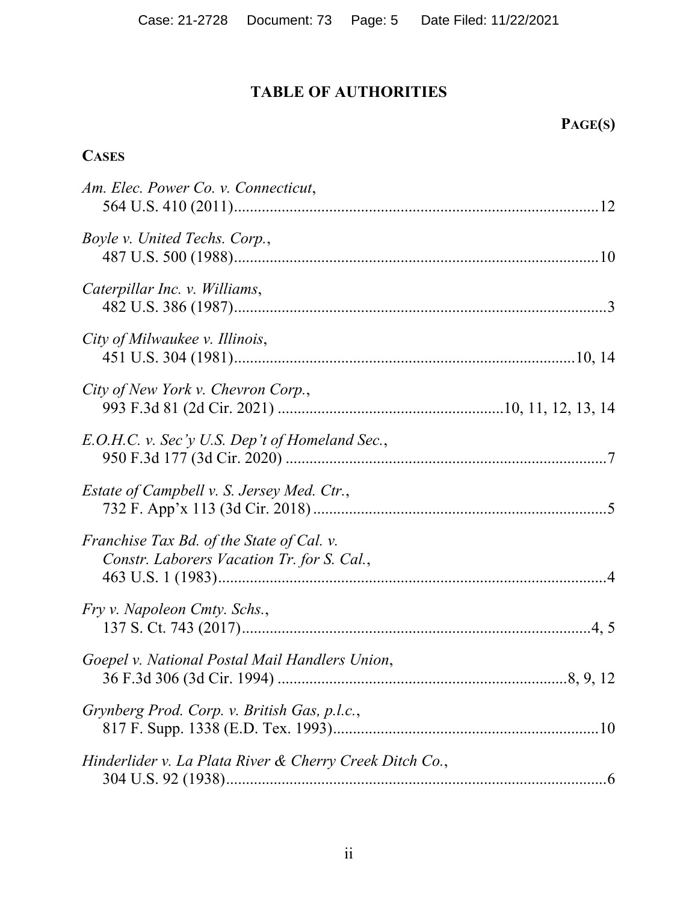# TABLE OF AUTHORITIES

**PAGE(S)**

**CASES**

*Am. Elec. Power Co. v. Connecticut*,
564 U.S. 410 (2011) ........................................................................................ 12

*Boyle v. United Techs. Corp.*,
487 U.S. 500 (1988) ........................................................................................ 10

*Caterpillar Inc. v. Williams*,
482 U.S. 386 (1987) .......................................................................................... 3

*City of Milwaukee v. Illinois*,
451 U.S. 304 (1981) .................................................................................. 10, 14

*City of New York v. Chevron Corp.*,
993 F.3d 81 (2d Cir. 2021) ..................................................... 10, 11, 12, 13, 14

*E.O.H.C. v. Sec'y U.S. Dep't of Homeland Sec.*,
950 F.3d 177 (3d Cir. 2020) ............................................................................. 7

*Estate of Campbell v. S. Jersey Med. Ctr.*,
732 F. App'x 113 (3d Cir. 2018) ...................................................................... 5

*Franchise Tax Bd. of the State of Cal. v. Constr. Laborers Vacation Tr. for S. Cal.*,
463 U.S. 1 (1983) .............................................................................................. 4

*Fry v. Napoleon Cmty. Schs.*,
137 S. Ct. 743 (2017) ...................................................................................... 4, 5

*Goepel v. National Postal Mail Handlers Union*,
36 F.3d 306 (3d Cir. 1994) ....................................................................... 8, 9, 12

*Grynberg Prod. Corp. v. British Gas, p.l.c.*,
817 F. Supp. 1338 (E.D. Tex. 1993) ................................................................ 10

*Hinderlider v. La Plata River & Cherry Creek Ditch Co.*,
304 U.S. 92 (1938) ............................................................................................. 6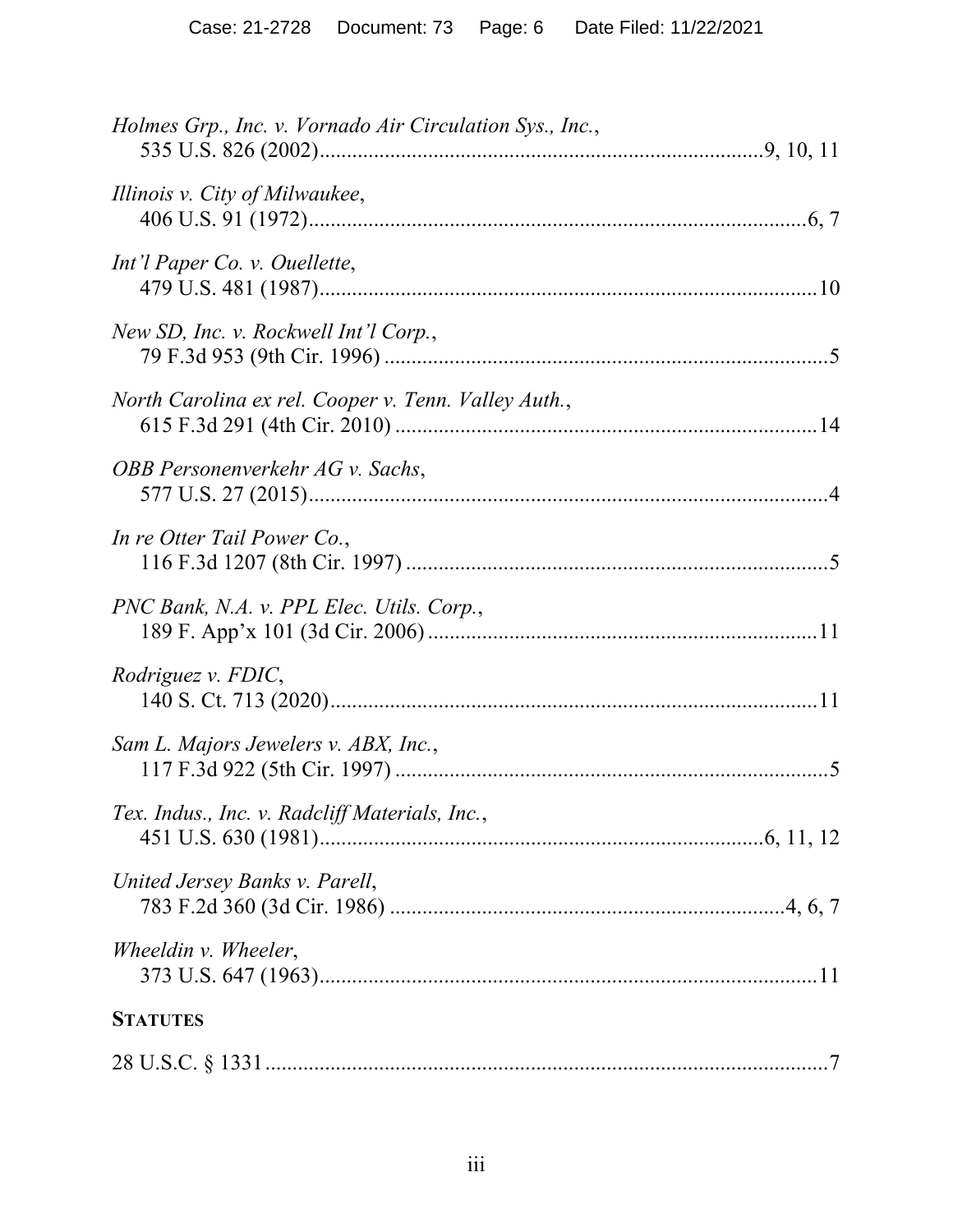*Holmes Grp., Inc. v. Vornado Air Circulation Sys., Inc.*,
535 U.S. 826 (2002)....................................................................................9, 10, 11

*Illinois v. City of Milwaukee*,
406 U.S. 91 (1972)............................................................................................6, 7

*Int'l Paper Co. v. Ouellette*,
479 U.S. 481 (1987)...........................................................................................10

*New SD, Inc. v. Rockwell Int'l Corp.*,
79 F.3d 953 (9th Cir. 1996) .................................................................................5

*North Carolina ex rel. Cooper v. Tenn. Valley Auth.*,
615 F.3d 291 (4th Cir. 2010) .............................................................................14

*OBB Personenverkehr AG v. Sachs*,
577 U.S. 27 (2015)...............................................................................................4

*In re Otter Tail Power Co.*,
116 F.3d 1207 (8th Cir. 1997) ............................................................................5

*PNC Bank, N.A. v. PPL Elec. Utils. Corp.*,
189 F. App'x 101 (3d Cir. 2006) .......................................................................11

*Rodriguez v. FDIC*,
140 S. Ct. 713 (2020).........................................................................................11

*Sam L. Majors Jewelers v. ABX, Inc.*,
117 F.3d 922 (5th Cir. 1997) ...............................................................................5

*Tex. Indus., Inc. v. Radcliff Materials, Inc.*,
451 U.S. 630 (1981).................................................................................6, 11, 12

*United Jersey Banks v. Parell*,
783 F.2d 360 (3d Cir. 1986) ......................................................................4, 6, 7

*Wheeldin v. Wheeler*,
373 U.S. 647 (1963)...........................................................................................11

**STATUTES**

28 U.S.C. § 1331........................................................................................................7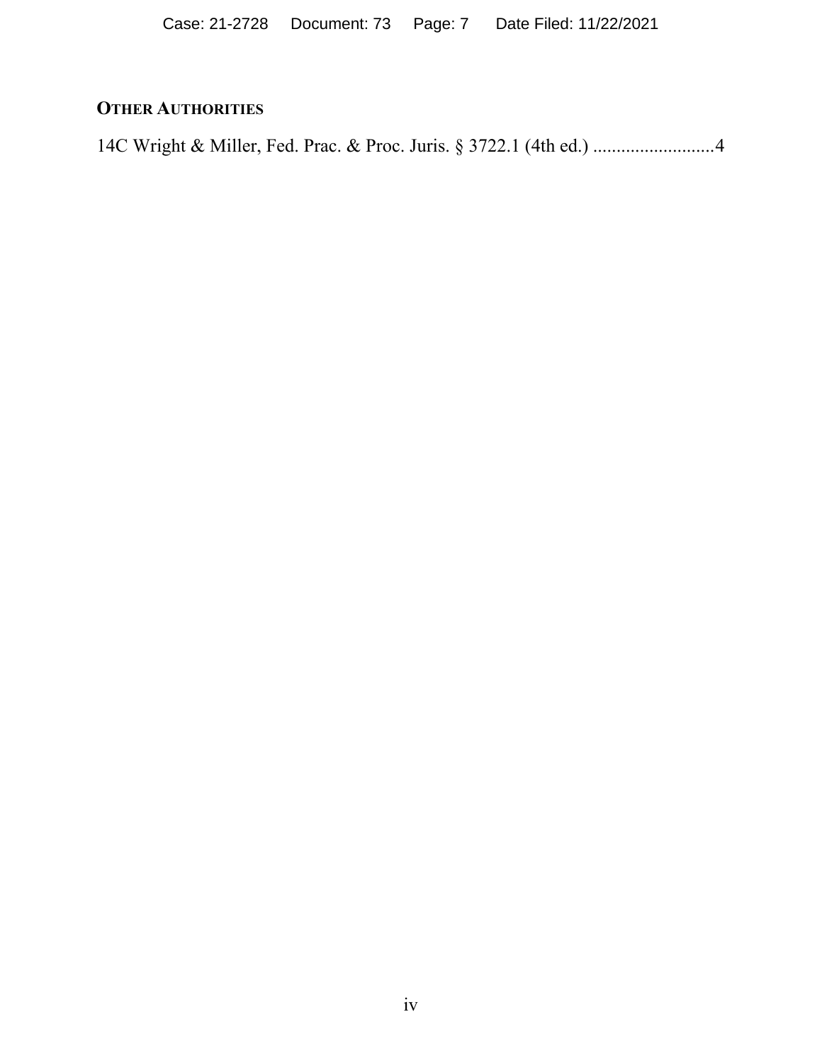## OTHER AUTHORITIES

14C Wright & Miller, Fed. Prac. & Proc. Juris. § 3722.1 (4th ed.) ..........................4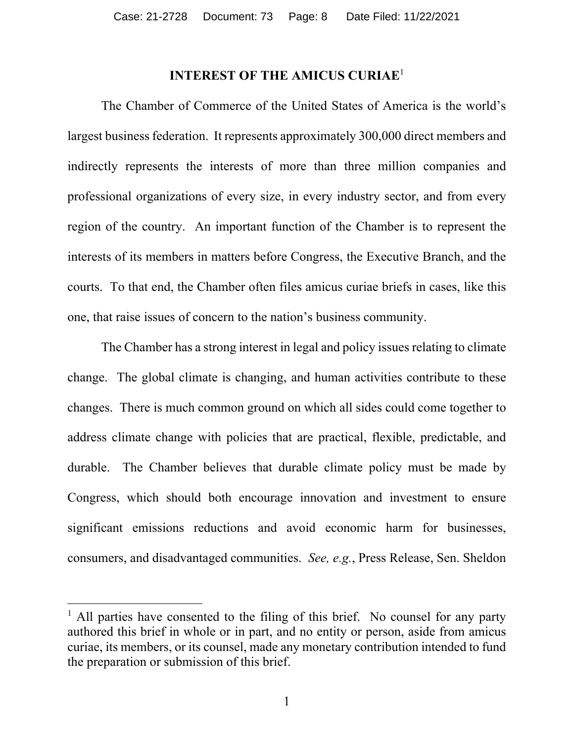## INTEREST OF THE AMICUS CURIAE[1]

The Chamber of Commerce of the United States of America is the world's largest business federation. It represents approximately 300,000 direct members and indirectly represents the interests of more than three million companies and professional organizations of every size, in every industry sector, and from every region of the country. An important function of the Chamber is to represent the interests of its members in matters before Congress, the Executive Branch, and the courts. To that end, the Chamber often files amicus curiae briefs in cases, like this one, that raise issues of concern to the nation's business community.

The Chamber has a strong interest in legal and policy issues relating to climate change. The global climate is changing, and human activities contribute to these changes. There is much common ground on which all sides could come together to address climate change with policies that are practical, flexible, predictable, and durable. The Chamber believes that durable climate policy must be made by Congress, which should both encourage innovation and investment to ensure significant emissions reductions and avoid economic harm for businesses, consumers, and disadvantaged communities. *See, e.g.*, Press Release, Sen. Sheldon

---

[1] All parties have consented to the filing of this brief. No counsel for any party authored this brief in whole or in part, and no entity or person, aside from amicus curiae, its members, or its counsel, made any monetary contribution intended to fund the preparation or submission of this brief.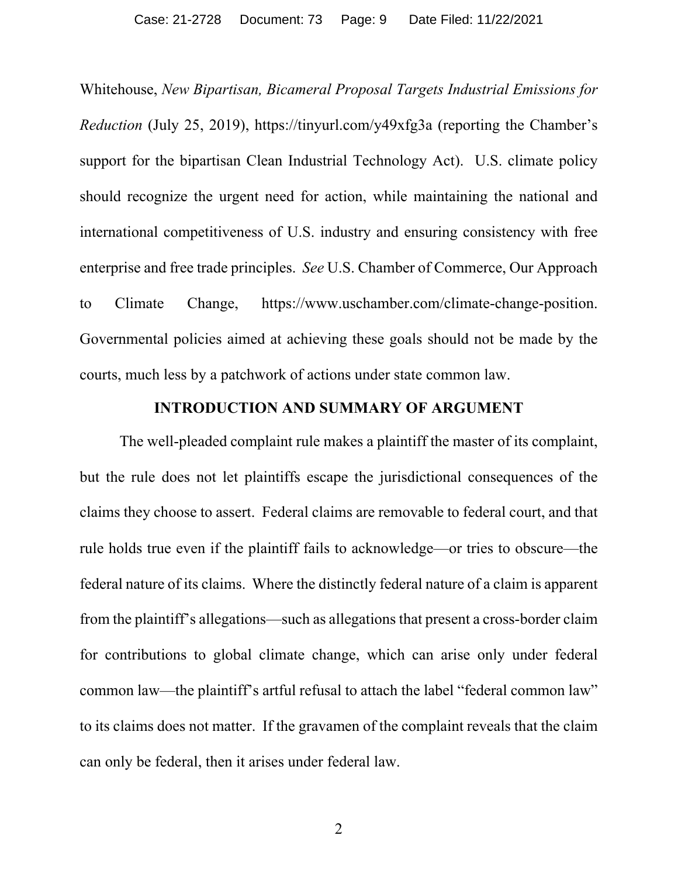Whitehouse, *New Bipartisan, Bicameral Proposal Targets Industrial Emissions for Reduction* (July 25, 2019), https://tinyurl.com/y49xfg3a (reporting the Chamber's support for the bipartisan Clean Industrial Technology Act). U.S. climate policy should recognize the urgent need for action, while maintaining the national and international competitiveness of U.S. industry and ensuring consistency with free enterprise and free trade principles. *See* U.S. Chamber of Commerce, Our Approach to Climate Change, https://www.uschamber.com/climate-change-position. Governmental policies aimed at achieving these goals should not be made by the courts, much less by a patchwork of actions under state common law.

## INTRODUCTION AND SUMMARY OF ARGUMENT

The well-pleaded complaint rule makes a plaintiff the master of its complaint, but the rule does not let plaintiffs escape the jurisdictional consequences of the claims they choose to assert. Federal claims are removable to federal court, and that rule holds true even if the plaintiff fails to acknowledge—or tries to obscure—the federal nature of its claims. Where the distinctly federal nature of a claim is apparent from the plaintiff's allegations—such as allegations that present a cross-border claim for contributions to global climate change, which can arise only under federal common law—the plaintiff's artful refusal to attach the label "federal common law" to its claims does not matter. If the gravamen of the complaint reveals that the claim can only be federal, then it arises under federal law.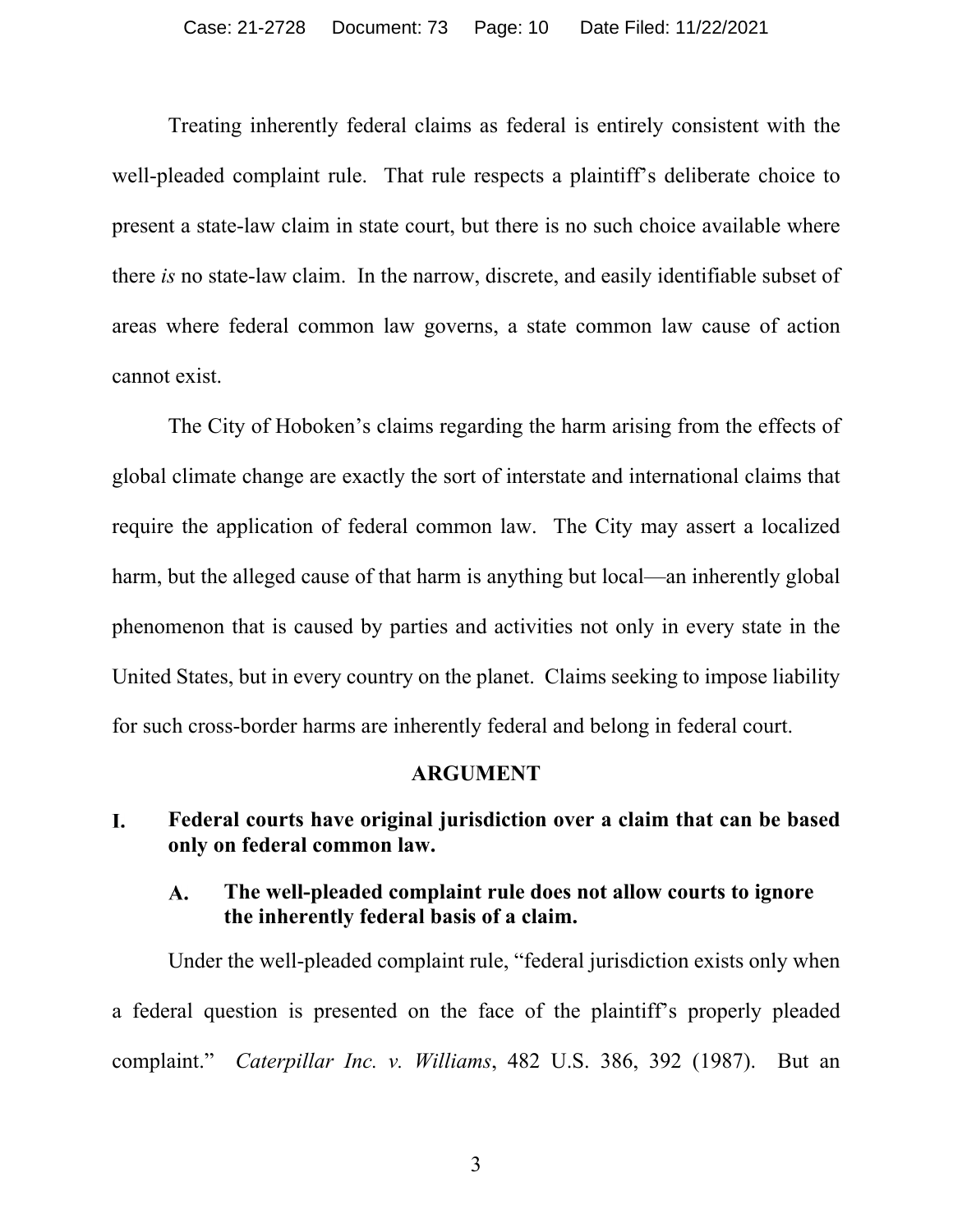Treating inherently federal claims as federal is entirely consistent with the well-pleaded complaint rule. That rule respects a plaintiff's deliberate choice to present a state-law claim in state court, but there is no such choice available where there *is* no state-law claim. In the narrow, discrete, and easily identifiable subset of areas where federal common law governs, a state common law cause of action cannot exist.

The City of Hoboken's claims regarding the harm arising from the effects of global climate change are exactly the sort of interstate and international claims that require the application of federal common law. The City may assert a localized harm, but the alleged cause of that harm is anything but local—an inherently global phenomenon that is caused by parties and activities not only in every state in the United States, but in every country on the planet. Claims seeking to impose liability for such cross-border harms are inherently federal and belong in federal court.

## ARGUMENT

### I. Federal courts have original jurisdiction over a claim that can be based only on federal common law.

#### A. The well-pleaded complaint rule does not allow courts to ignore the inherently federal basis of a claim.

Under the well-pleaded complaint rule, "federal jurisdiction exists only when a federal question is presented on the face of the plaintiff's properly pleaded complaint." *Caterpillar Inc. v. Williams*, 482 U.S. 386, 392 (1987). But an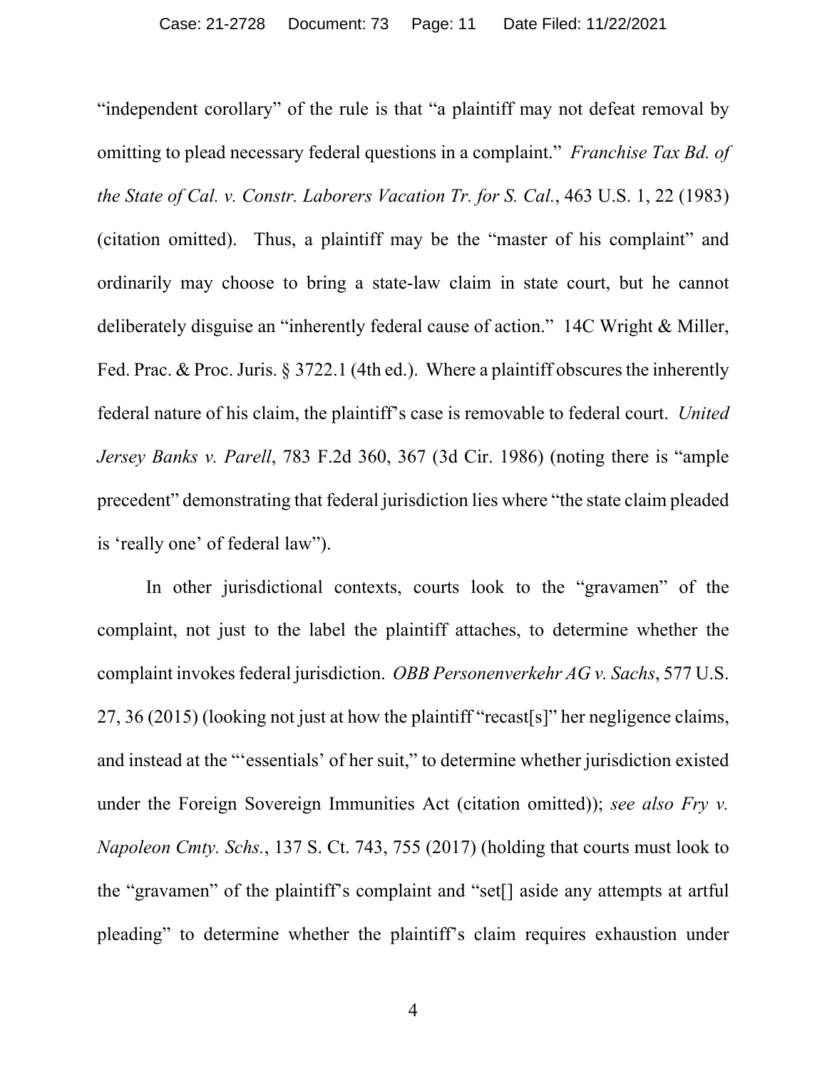"independent corollary" of the rule is that "a plaintiff may not defeat removal by omitting to plead necessary federal questions in a complaint." *Franchise Tax Bd. of the State of Cal. v. Constr. Laborers Vacation Tr. for S. Cal.*, 463 U.S. 1, 22 (1983) (citation omitted). Thus, a plaintiff may be the "master of his complaint" and ordinarily may choose to bring a state-law claim in state court, but he cannot deliberately disguise an "inherently federal cause of action." 14C Wright & Miller, Fed. Prac. & Proc. Juris. § 3722.1 (4th ed.). Where a plaintiff obscures the inherently federal nature of his claim, the plaintiff's case is removable to federal court. *United Jersey Banks v. Parell*, 783 F.2d 360, 367 (3d Cir. 1986) (noting there is "ample precedent" demonstrating that federal jurisdiction lies where "the state claim pleaded is 'really one' of federal law").

In other jurisdictional contexts, courts look to the "gravamen" of the complaint, not just to the label the plaintiff attaches, to determine whether the complaint invokes federal jurisdiction. *OBB Personenverkehr AG v. Sachs*, 577 U.S. 27, 36 (2015) (looking not just at how the plaintiff "recast[s]" her negligence claims, and instead at the "'essentials' of her suit," to determine whether jurisdiction existed under the Foreign Sovereign Immunities Act (citation omitted)); *see also Fry v. Napoleon Cmty. Schs.*, 137 S. Ct. 743, 755 (2017) (holding that courts must look to the "gravamen" of the plaintiff's complaint and "set[] aside any attempts at artful pleading" to determine whether the plaintiff's claim requires exhaustion under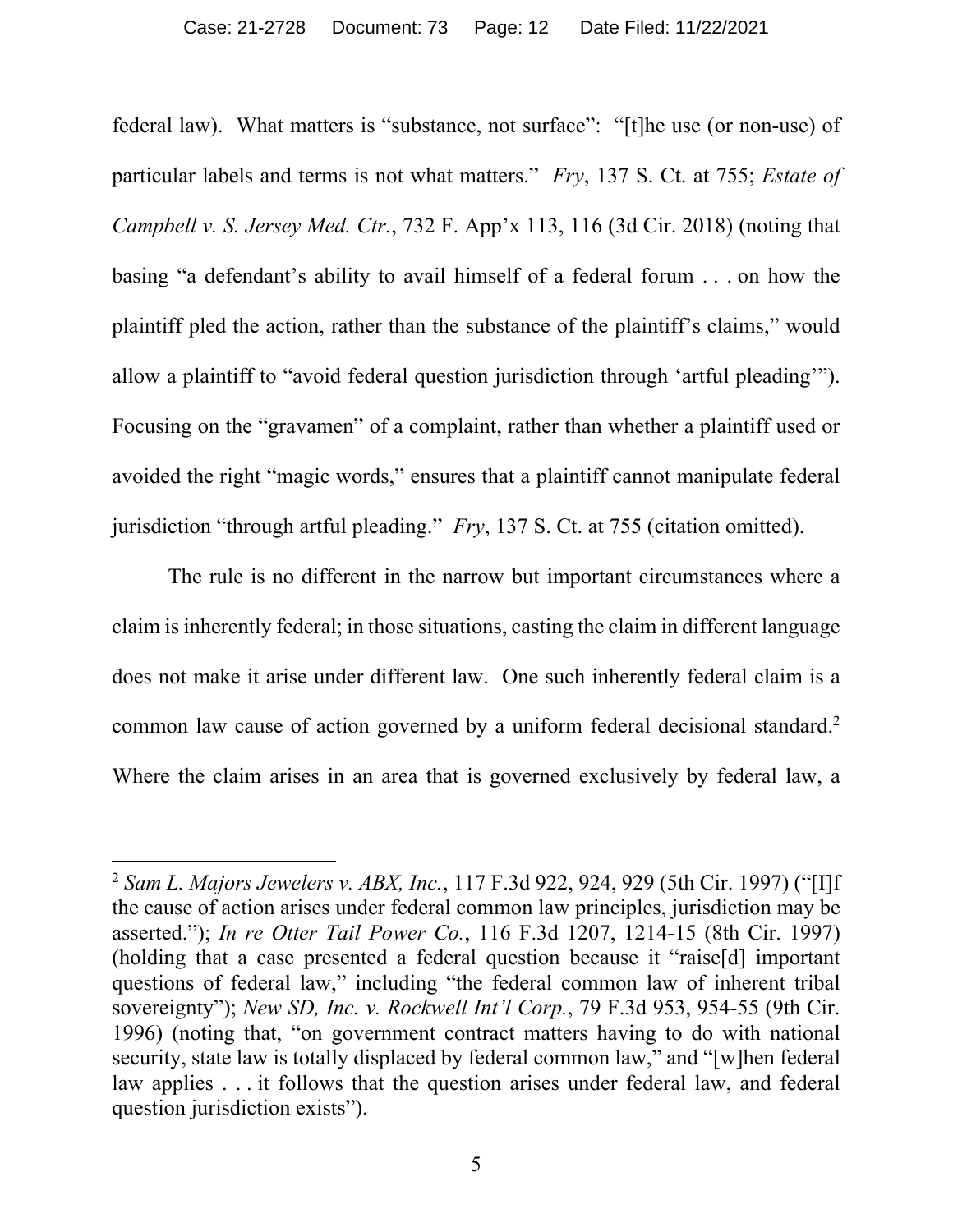federal law). What matters is "substance, not surface": "[t]he use (or non-use) of particular labels and terms is not what matters." *Fry*, 137 S. Ct. at 755; *Estate of Campbell v. S. Jersey Med. Ctr.*, 732 F. App'x 113, 116 (3d Cir. 2018) (noting that basing "a defendant's ability to avail himself of a federal forum . . . on how the plaintiff pled the action, rather than the substance of the plaintiff's claims," would allow a plaintiff to "avoid federal question jurisdiction through 'artful pleading'"). Focusing on the "gravamen" of a complaint, rather than whether a plaintiff used or avoided the right "magic words," ensures that a plaintiff cannot manipulate federal jurisdiction "through artful pleading." *Fry*, 137 S. Ct. at 755 (citation omitted).

The rule is no different in the narrow but important circumstances where a claim is inherently federal; in those situations, casting the claim in different language does not make it arise under different law. One such inherently federal claim is a common law cause of action governed by a uniform federal decisional standard.[2] Where the claim arises in an area that is governed exclusively by federal law, a

---

[2] *Sam L. Majors Jewelers v. ABX, Inc.*, 117 F.3d 922, 924, 929 (5th Cir. 1997) ("[I]f the cause of action arises under federal common law principles, jurisdiction may be asserted."); *In re Otter Tail Power Co.*, 116 F.3d 1207, 1214-15 (8th Cir. 1997) (holding that a case presented a federal question because it "raise[d] important questions of federal law," including "the federal common law of inherent tribal sovereignty"); *New SD, Inc. v. Rockwell Int'l Corp.*, 79 F.3d 953, 954-55 (9th Cir. 1996) (noting that, "on government contract matters having to do with national security, state law is totally displaced by federal common law," and "[w]hen federal law applies . . . it follows that the question arises under federal law, and federal question jurisdiction exists").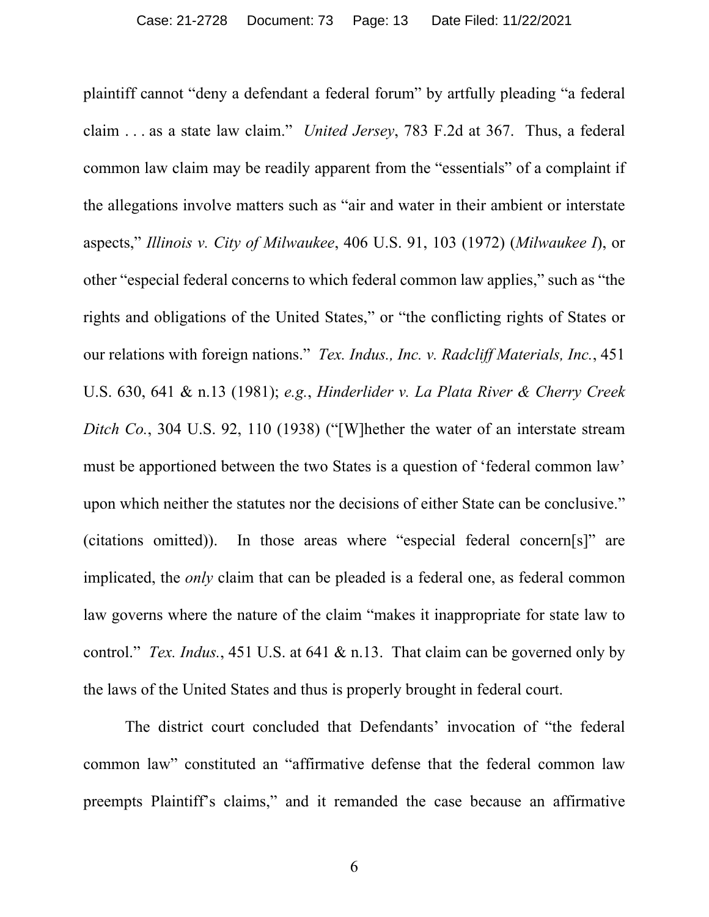plaintiff cannot "deny a defendant a federal forum" by artfully pleading "a federal claim . . . as a state law claim." *United Jersey*, 783 F.2d at 367. Thus, a federal common law claim may be readily apparent from the "essentials" of a complaint if the allegations involve matters such as "air and water in their ambient or interstate aspects," *Illinois v. City of Milwaukee*, 406 U.S. 91, 103 (1972) (*Milwaukee I*), or other "especial federal concerns to which federal common law applies," such as "the rights and obligations of the United States," or "the conflicting rights of States or our relations with foreign nations." *Tex. Indus., Inc. v. Radcliff Materials, Inc.*, 451 U.S. 630, 641 & n.13 (1981); *e.g.*, *Hinderlider v. La Plata River & Cherry Creek Ditch Co.*, 304 U.S. 92, 110 (1938) ("[W]hether the water of an interstate stream must be apportioned between the two States is a question of 'federal common law' upon which neither the statutes nor the decisions of either State can be conclusive." (citations omitted)). In those areas where "especial federal concern[s]" are implicated, the *only* claim that can be pleaded is a federal one, as federal common law governs where the nature of the claim "makes it inappropriate for state law to control." *Tex. Indus.*, 451 U.S. at 641 & n.13. That claim can be governed only by the laws of the United States and thus is properly brought in federal court.

The district court concluded that Defendants' invocation of "the federal common law" constituted an "affirmative defense that the federal common law preempts Plaintiff's claims," and it remanded the case because an affirmative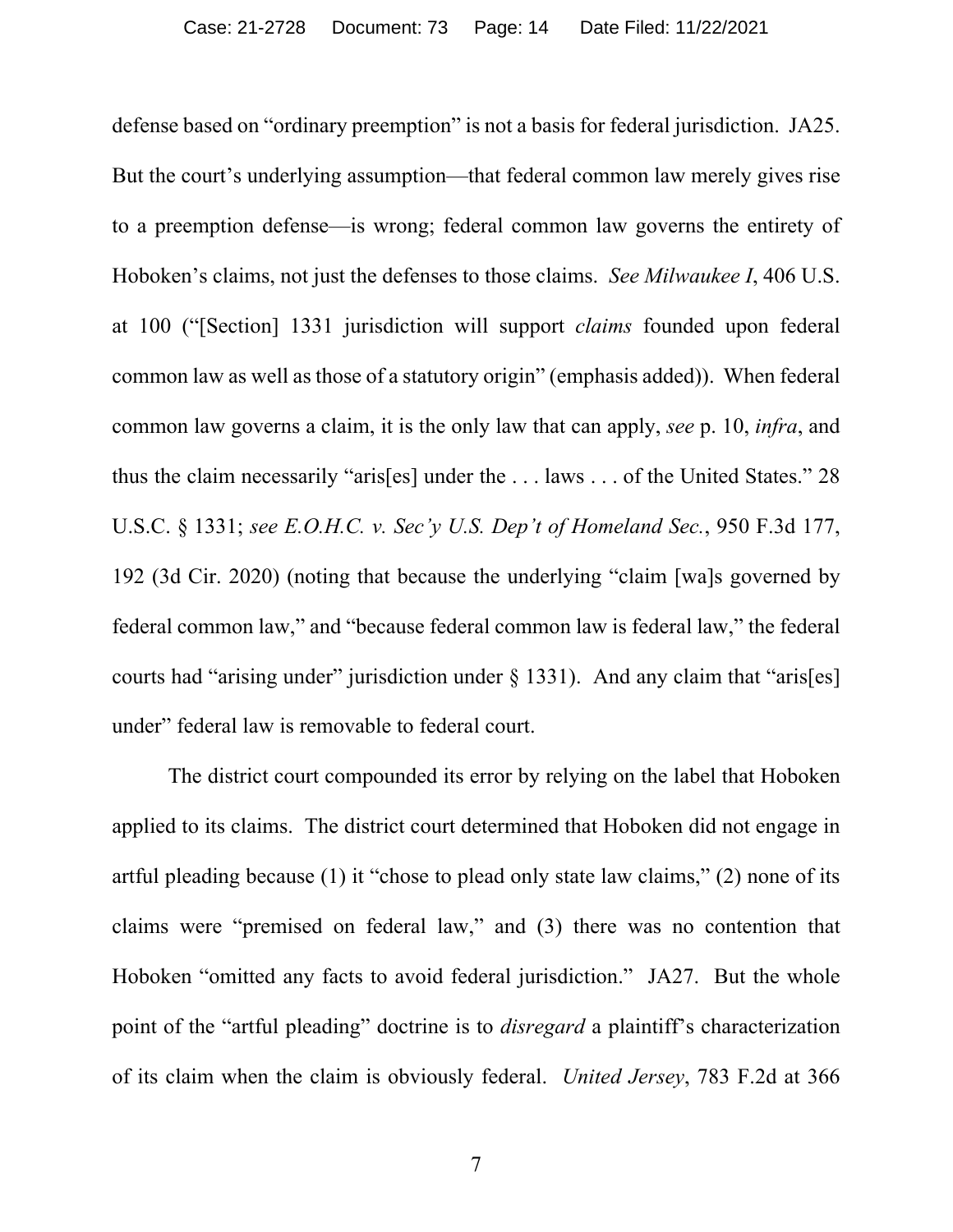defense based on "ordinary preemption" is not a basis for federal jurisdiction. JA25. But the court's underlying assumption—that federal common law merely gives rise to a preemption defense—is wrong; federal common law governs the entirety of Hoboken's claims, not just the defenses to those claims. *See Milwaukee I*, 406 U.S. at 100 ("[Section] 1331 jurisdiction will support *claims* founded upon federal common law as well as those of a statutory origin" (emphasis added)). When federal common law governs a claim, it is the only law that can apply, *see* p. 10, *infra*, and thus the claim necessarily "aris[es] under the . . . laws . . . of the United States." 28 U.S.C. § 1331; *see E.O.H.C. v. Sec'y U.S. Dep't of Homeland Sec.*, 950 F.3d 177, 192 (3d Cir. 2020) (noting that because the underlying "claim [wa]s governed by federal common law," and "because federal common law is federal law," the federal courts had "arising under" jurisdiction under § 1331). And any claim that "aris[es] under" federal law is removable to federal court.

The district court compounded its error by relying on the label that Hoboken applied to its claims. The district court determined that Hoboken did not engage in artful pleading because (1) it "chose to plead only state law claims," (2) none of its claims were "premised on federal law," and (3) there was no contention that Hoboken "omitted any facts to avoid federal jurisdiction." JA27. But the whole point of the "artful pleading" doctrine is to *disregard* a plaintiff's characterization of its claim when the claim is obviously federal. *United Jersey*, 783 F.2d at 366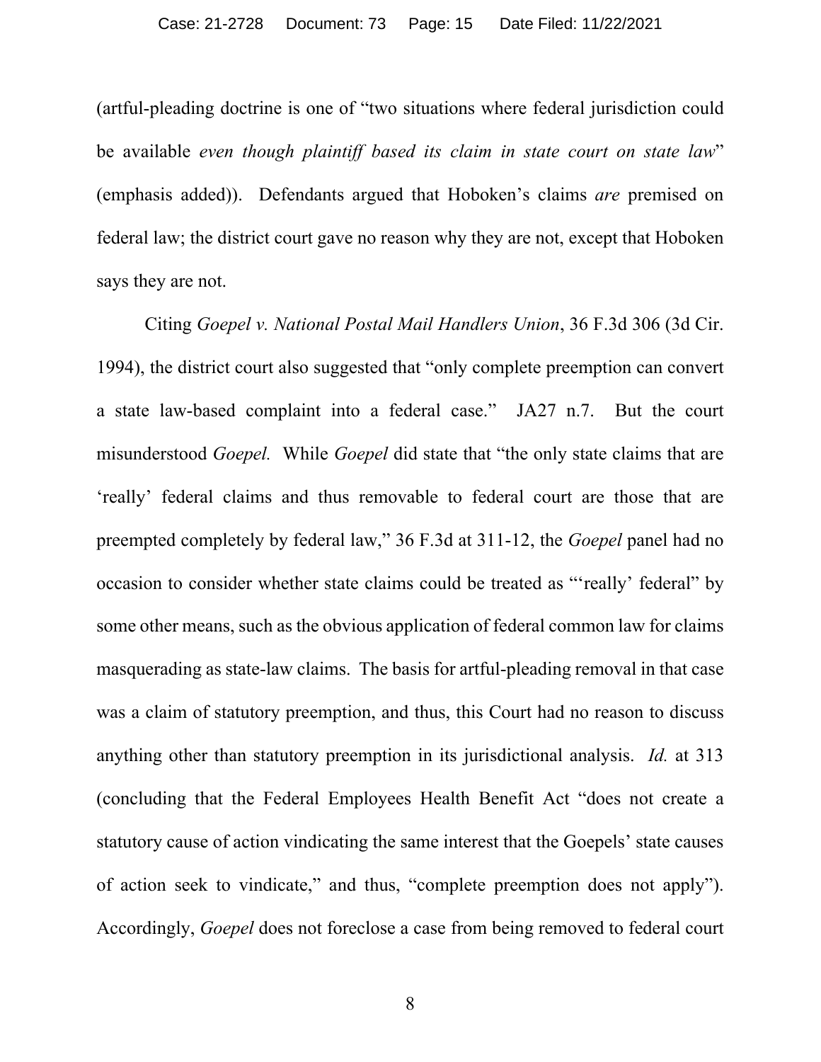(artful-pleading doctrine is one of "two situations where federal jurisdiction could be available *even though plaintiff based its claim in state court on state law*" (emphasis added)). Defendants argued that Hoboken's claims *are* premised on federal law; the district court gave no reason why they are not, except that Hoboken says they are not.

Citing *Goepel v. National Postal Mail Handlers Union*, 36 F.3d 306 (3d Cir. 1994), the district court also suggested that "only complete preemption can convert a state law-based complaint into a federal case." JA27 n.7. But the court misunderstood *Goepel.* While *Goepel* did state that "the only state claims that are 'really' federal claims and thus removable to federal court are those that are preempted completely by federal law," 36 F.3d at 311-12, the *Goepel* panel had no occasion to consider whether state claims could be treated as "'really' federal" by some other means, such as the obvious application of federal common law for claims masquerading as state-law claims. The basis for artful-pleading removal in that case was a claim of statutory preemption, and thus, this Court had no reason to discuss anything other than statutory preemption in its jurisdictional analysis. *Id.* at 313 (concluding that the Federal Employees Health Benefit Act "does not create a statutory cause of action vindicating the same interest that the Goepels' state causes of action seek to vindicate," and thus, "complete preemption does not apply"). Accordingly, *Goepel* does not foreclose a case from being removed to federal court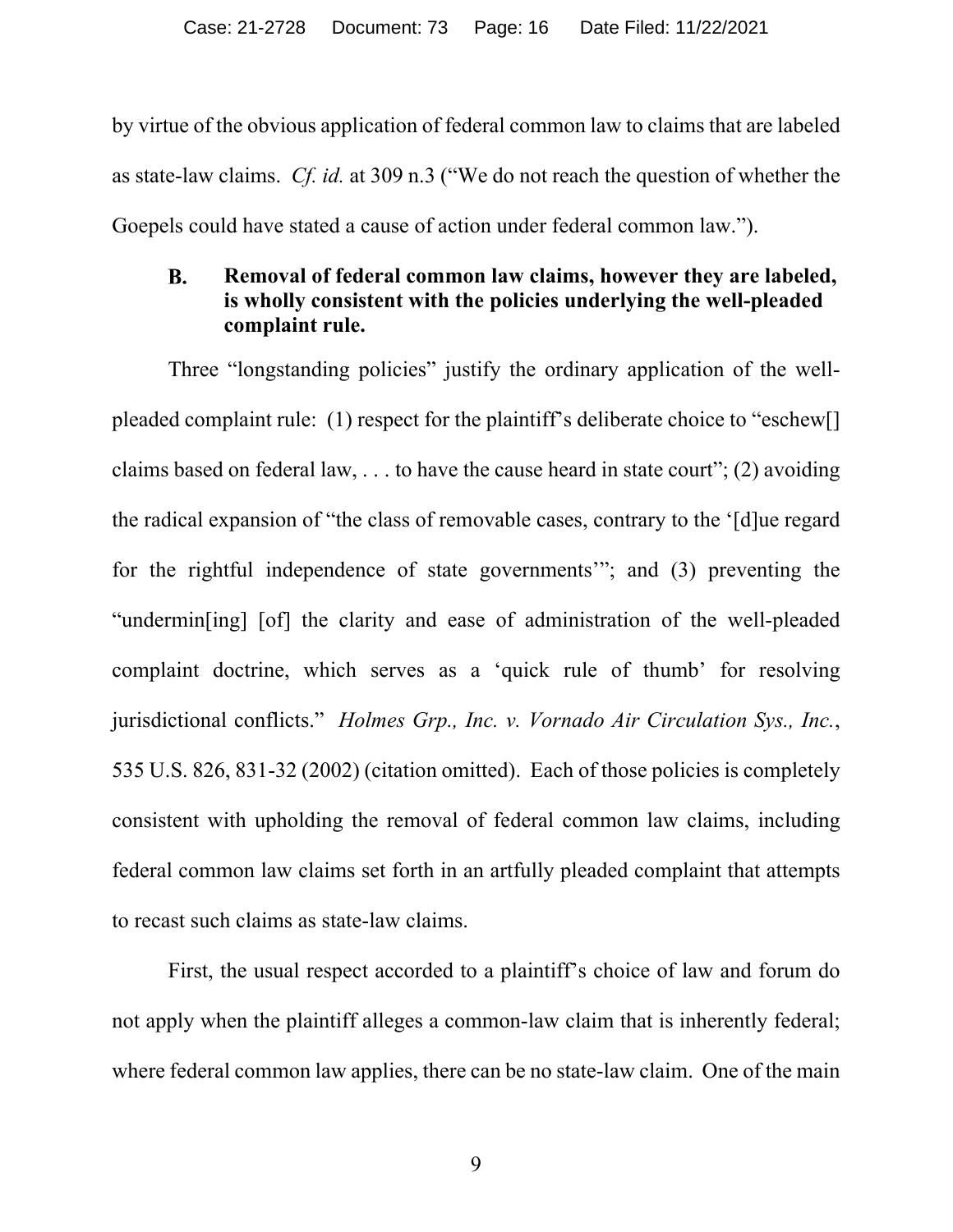by virtue of the obvious application of federal common law to claims that are labeled as state-law claims. *Cf. id.* at 309 n.3 ("We do not reach the question of whether the Goepels could have stated a cause of action under federal common law.").

### B. Removal of federal common law claims, however they are labeled, is wholly consistent with the policies underlying the well-pleaded complaint rule.

Three "longstanding policies" justify the ordinary application of the well-pleaded complaint rule: (1) respect for the plaintiff's deliberate choice to "eschew[] claims based on federal law, . . . to have the cause heard in state court"; (2) avoiding the radical expansion of "the class of removable cases, contrary to the '[d]ue regard for the rightful independence of state governments'"; and (3) preventing the "undermin[ing] [of] the clarity and ease of administration of the well-pleaded complaint doctrine, which serves as a 'quick rule of thumb' for resolving jurisdictional conflicts." *Holmes Grp., Inc. v. Vornado Air Circulation Sys., Inc.*, 535 U.S. 826, 831-32 (2002) (citation omitted). Each of those policies is completely consistent with upholding the removal of federal common law claims, including federal common law claims set forth in an artfully pleaded complaint that attempts to recast such claims as state-law claims.

First, the usual respect accorded to a plaintiff's choice of law and forum do not apply when the plaintiff alleges a common-law claim that is inherently federal; where federal common law applies, there can be no state-law claim. One of the main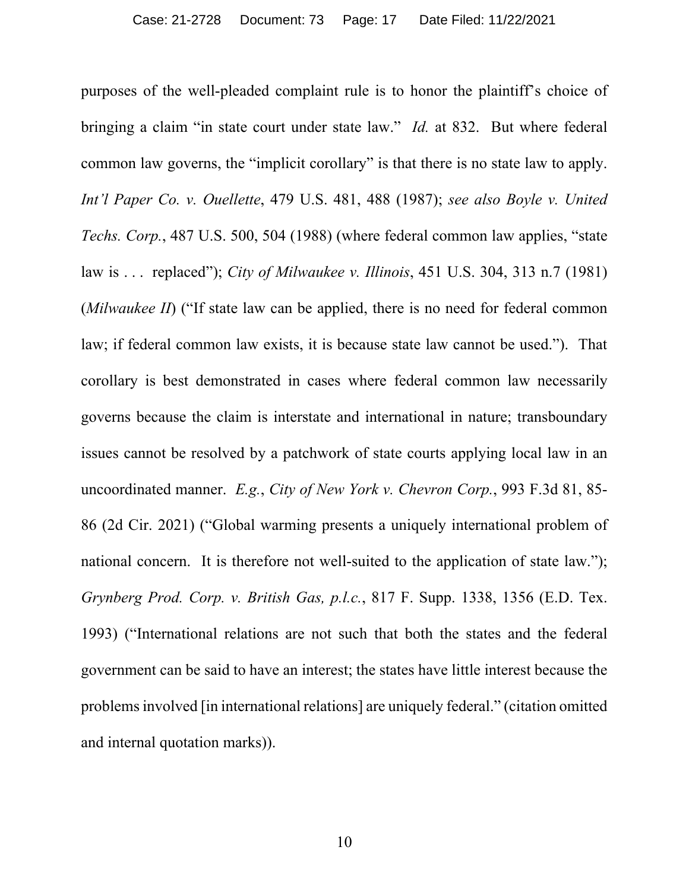purposes of the well-pleaded complaint rule is to honor the plaintiff's choice of bringing a claim "in state court under state law." *Id.* at 832. But where federal common law governs, the "implicit corollary" is that there is no state law to apply. *Int'l Paper Co. v. Ouellette*, 479 U.S. 481, 488 (1987); *see also Boyle v. United Techs. Corp.*, 487 U.S. 500, 504 (1988) (where federal common law applies, "state law is . . . replaced"); *City of Milwaukee v. Illinois*, 451 U.S. 304, 313 n.7 (1981) (*Milwaukee II*) ("If state law can be applied, there is no need for federal common law; if federal common law exists, it is because state law cannot be used."). That corollary is best demonstrated in cases where federal common law necessarily governs because the claim is interstate and international in nature; transboundary issues cannot be resolved by a patchwork of state courts applying local law in an uncoordinated manner. *E.g.*, *City of New York v. Chevron Corp.*, 993 F.3d 81, 85-86 (2d Cir. 2021) ("Global warming presents a uniquely international problem of national concern. It is therefore not well-suited to the application of state law."); *Grynberg Prod. Corp. v. British Gas, p.l.c.*, 817 F. Supp. 1338, 1356 (E.D. Tex. 1993) ("International relations are not such that both the states and the federal government can be said to have an interest; the states have little interest because the problems involved [in international relations] are uniquely federal." (citation omitted and internal quotation marks)).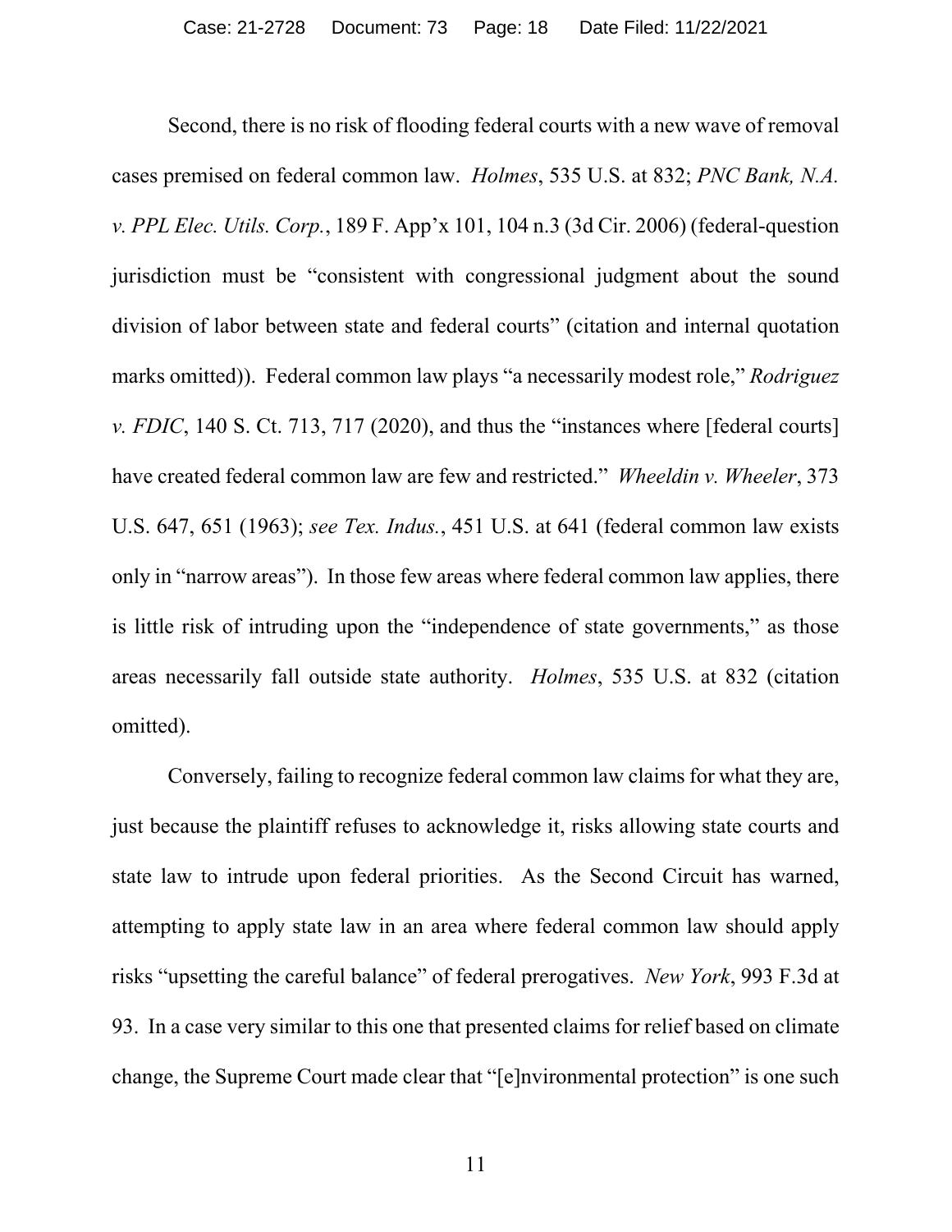Second, there is no risk of flooding federal courts with a new wave of removal cases premised on federal common law. *Holmes*, 535 U.S. at 832; *PNC Bank, N.A. v. PPL Elec. Utils. Corp.*, 189 F. App'x 101, 104 n.3 (3d Cir. 2006) (federal-question jurisdiction must be "consistent with congressional judgment about the sound division of labor between state and federal courts" (citation and internal quotation marks omitted)). Federal common law plays "a necessarily modest role," *Rodriguez v. FDIC*, 140 S. Ct. 713, 717 (2020), and thus the "instances where [federal courts] have created federal common law are few and restricted." *Wheeldin v. Wheeler*, 373 U.S. 647, 651 (1963); *see Tex. Indus.*, 451 U.S. at 641 (federal common law exists only in "narrow areas"). In those few areas where federal common law applies, there is little risk of intruding upon the "independence of state governments," as those areas necessarily fall outside state authority. *Holmes*, 535 U.S. at 832 (citation omitted).

Conversely, failing to recognize federal common law claims for what they are, just because the plaintiff refuses to acknowledge it, risks allowing state courts and state law to intrude upon federal priorities. As the Second Circuit has warned, attempting to apply state law in an area where federal common law should apply risks "upsetting the careful balance" of federal prerogatives. *New York*, 993 F.3d at 93. In a case very similar to this one that presented claims for relief based on climate change, the Supreme Court made clear that "[e]nvironmental protection" is one such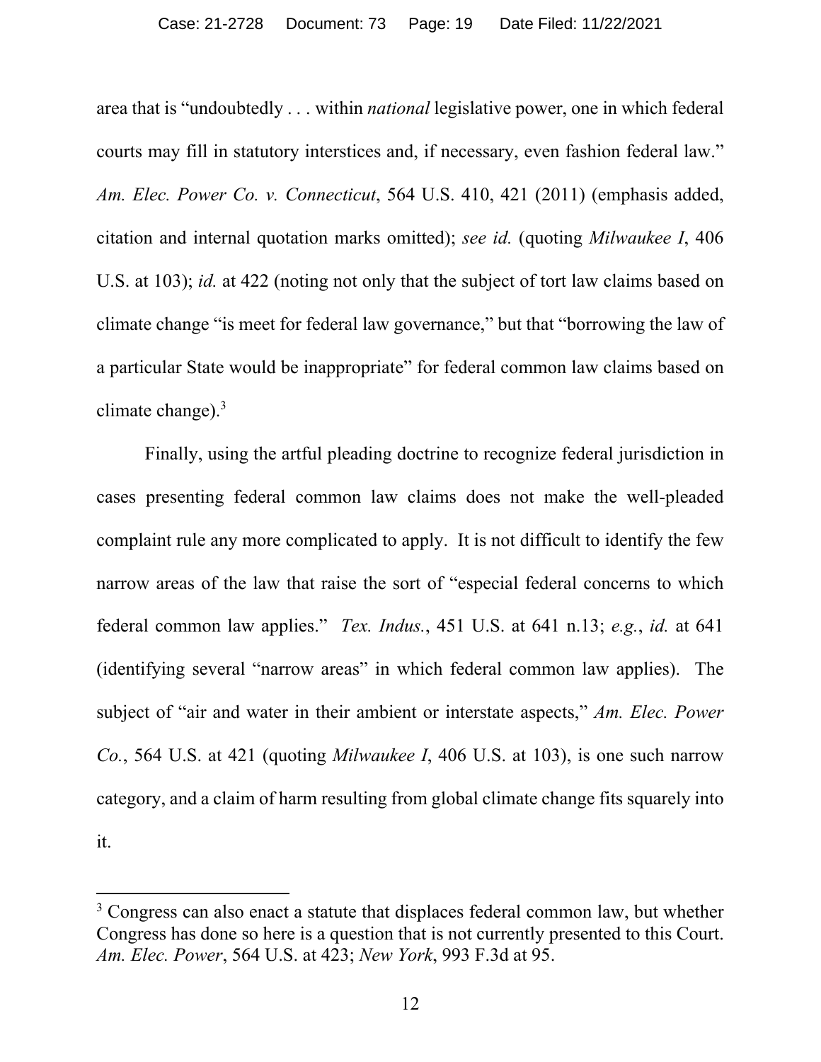area that is "undoubtedly . . . within *national* legislative power, one in which federal courts may fill in statutory interstices and, if necessary, even fashion federal law." *Am. Elec. Power Co. v. Connecticut*, 564 U.S. 410, 421 (2011) (emphasis added, citation and internal quotation marks omitted); *see id.* (quoting *Milwaukee I*, 406 U.S. at 103); *id.* at 422 (noting not only that the subject of tort law claims based on climate change "is meet for federal law governance," but that "borrowing the law of a particular State would be inappropriate" for federal common law claims based on climate change).[3]

Finally, using the artful pleading doctrine to recognize federal jurisdiction in cases presenting federal common law claims does not make the well-pleaded complaint rule any more complicated to apply. It is not difficult to identify the few narrow areas of the law that raise the sort of "especial federal concerns to which federal common law applies." *Tex. Indus.*, 451 U.S. at 641 n.13; *e.g.*, *id.* at 641 (identifying several "narrow areas" in which federal common law applies). The subject of "air and water in their ambient or interstate aspects," *Am. Elec. Power Co.*, 564 U.S. at 421 (quoting *Milwaukee I*, 406 U.S. at 103), is one such narrow category, and a claim of harm resulting from global climate change fits squarely into it.

[3] Congress can also enact a statute that displaces federal common law, but whether Congress has done so here is a question that is not currently presented to this Court. *Am. Elec. Power*, 564 U.S. at 423; *New York*, 993 F.3d at 95.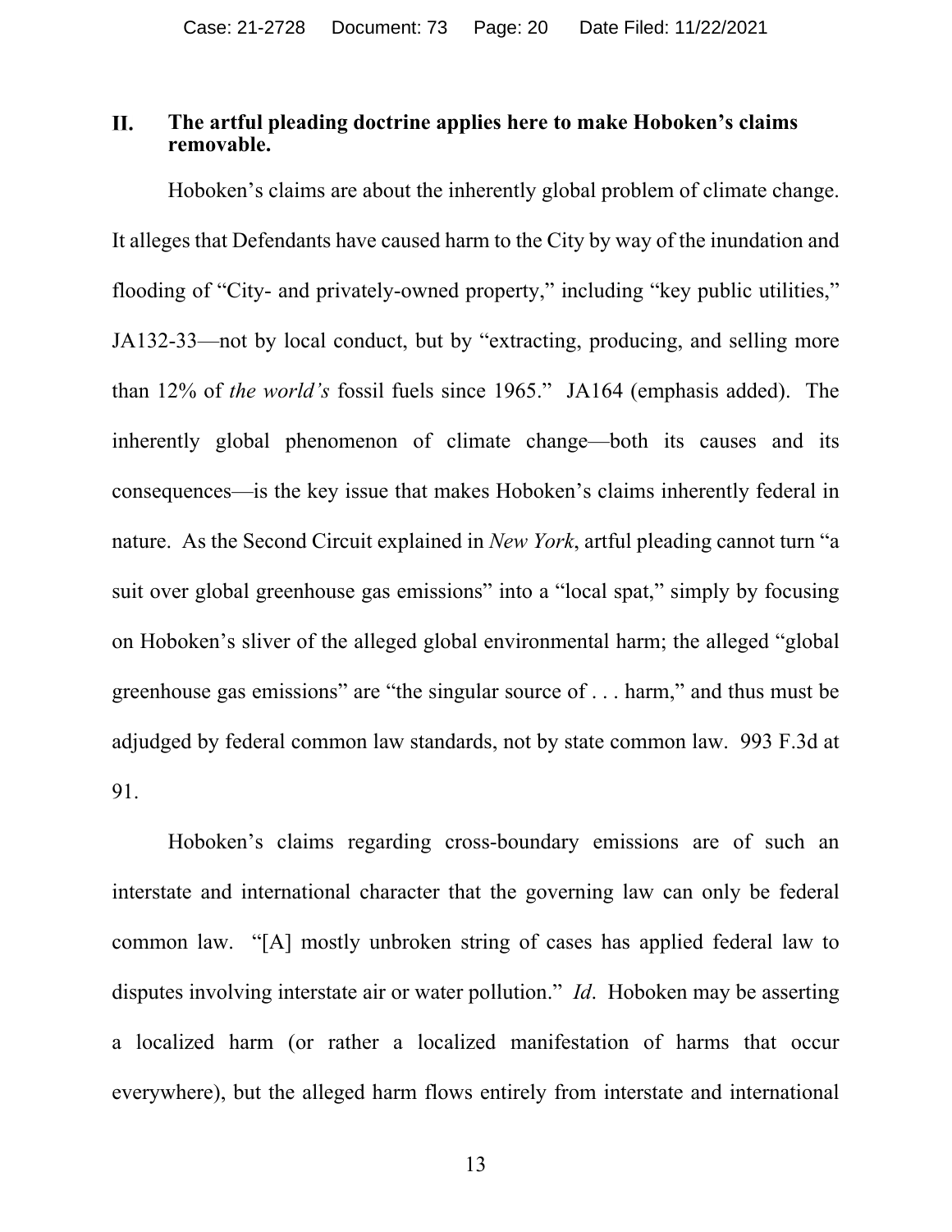## II. The artful pleading doctrine applies here to make Hoboken's claims removable.

Hoboken's claims are about the inherently global problem of climate change. It alleges that Defendants have caused harm to the City by way of the inundation and flooding of "City- and privately-owned property," including "key public utilities," JA132-33—not by local conduct, but by "extracting, producing, and selling more than 12% of *the world's* fossil fuels since 1965." JA164 (emphasis added). The inherently global phenomenon of climate change—both its causes and its consequences—is the key issue that makes Hoboken's claims inherently federal in nature. As the Second Circuit explained in *New York*, artful pleading cannot turn "a suit over global greenhouse gas emissions" into a "local spat," simply by focusing on Hoboken's sliver of the alleged global environmental harm; the alleged "global greenhouse gas emissions" are "the singular source of . . . harm," and thus must be adjudged by federal common law standards, not by state common law. 993 F.3d at 91.

Hoboken's claims regarding cross-boundary emissions are of such an interstate and international character that the governing law can only be federal common law. "[A] mostly unbroken string of cases has applied federal law to disputes involving interstate air or water pollution." *Id*. Hoboken may be asserting a localized harm (or rather a localized manifestation of harms that occur everywhere), but the alleged harm flows entirely from interstate and international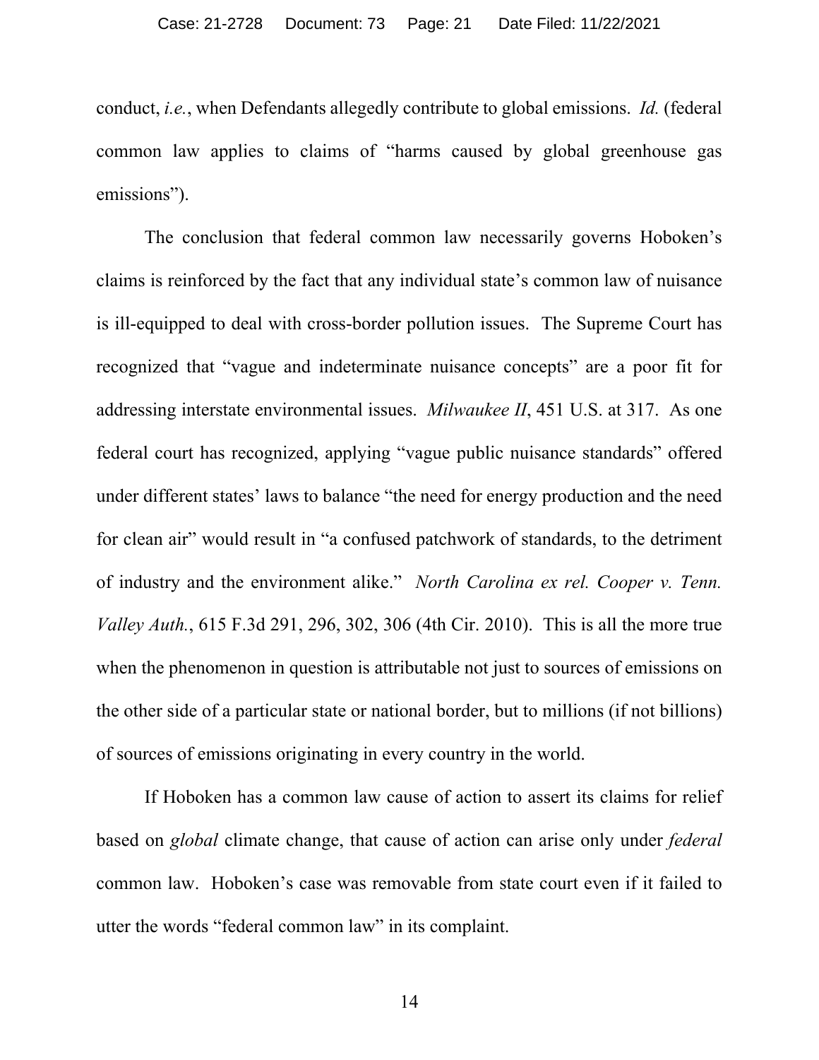conduct, *i.e.*, when Defendants allegedly contribute to global emissions. *Id.* (federal common law applies to claims of "harms caused by global greenhouse gas emissions").

The conclusion that federal common law necessarily governs Hoboken's claims is reinforced by the fact that any individual state's common law of nuisance is ill-equipped to deal with cross-border pollution issues. The Supreme Court has recognized that "vague and indeterminate nuisance concepts" are a poor fit for addressing interstate environmental issues. *Milwaukee II*, 451 U.S. at 317. As one federal court has recognized, applying "vague public nuisance standards" offered under different states' laws to balance "the need for energy production and the need for clean air" would result in "a confused patchwork of standards, to the detriment of industry and the environment alike." *North Carolina ex rel. Cooper v. Tenn. Valley Auth.*, 615 F.3d 291, 296, 302, 306 (4th Cir. 2010). This is all the more true when the phenomenon in question is attributable not just to sources of emissions on the other side of a particular state or national border, but to millions (if not billions) of sources of emissions originating in every country in the world.

If Hoboken has a common law cause of action to assert its claims for relief based on *global* climate change, that cause of action can arise only under *federal* common law. Hoboken's case was removable from state court even if it failed to utter the words "federal common law" in its complaint.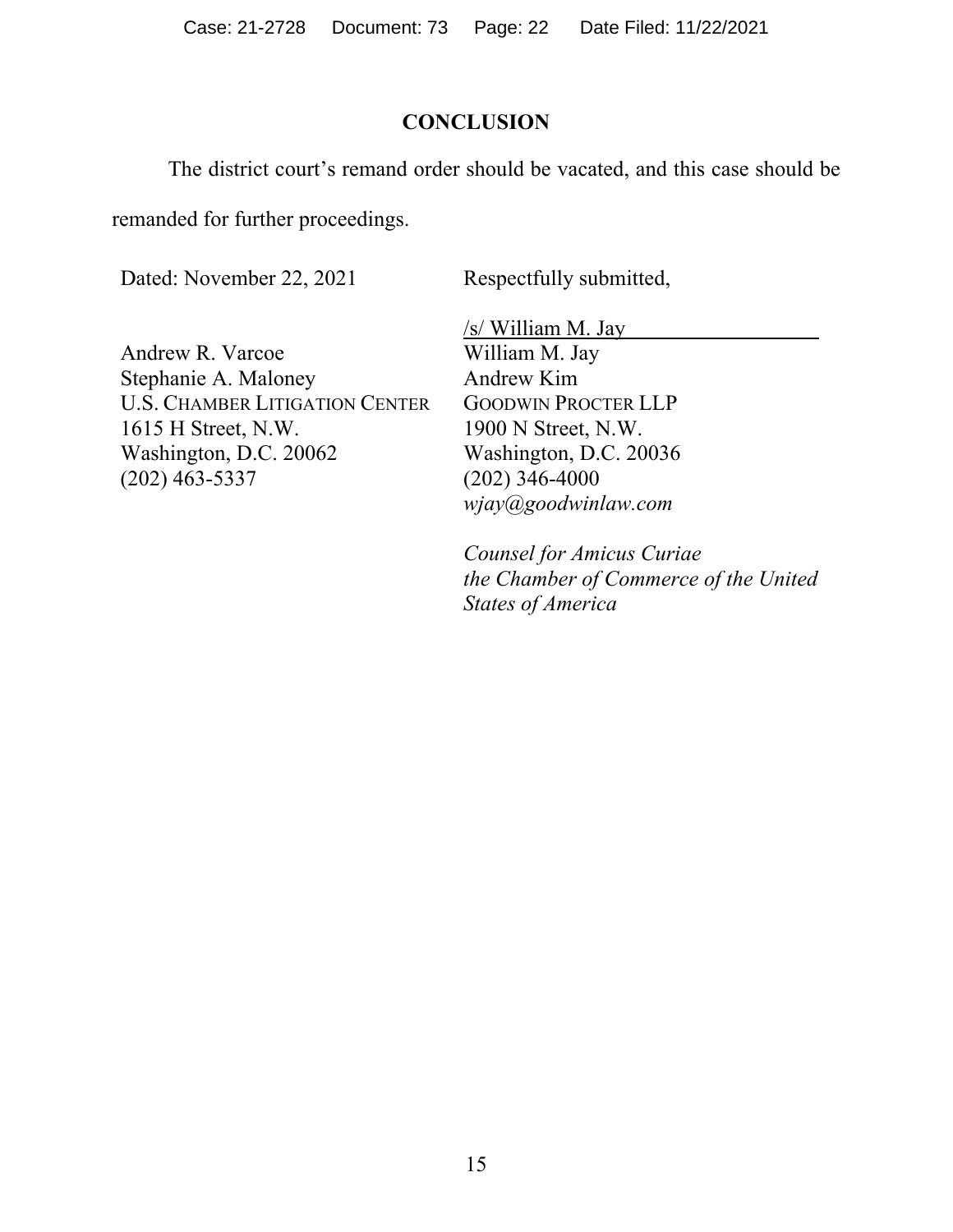## CONCLUSION

The district court's remand order should be vacated, and this case should be remanded for further proceedings.

Dated: November 22, 2021

Respectfully submitted,

/s/ William M. Jay

William M. Jay
Andrew Kim
GOODWIN PROCTER LLP
1900 N Street, N.W.
Washington, D.C. 20036
(202) 346-4000
*wjay@goodwinlaw.com*

*Counsel for Amicus Curiae the Chamber of Commerce of the United States of America*

Andrew R. Varcoe
Stephanie A. Maloney
U.S. CHAMBER LITIGATION CENTER
1615 H Street, N.W.
Washington, D.C. 20062
(202) 463-5337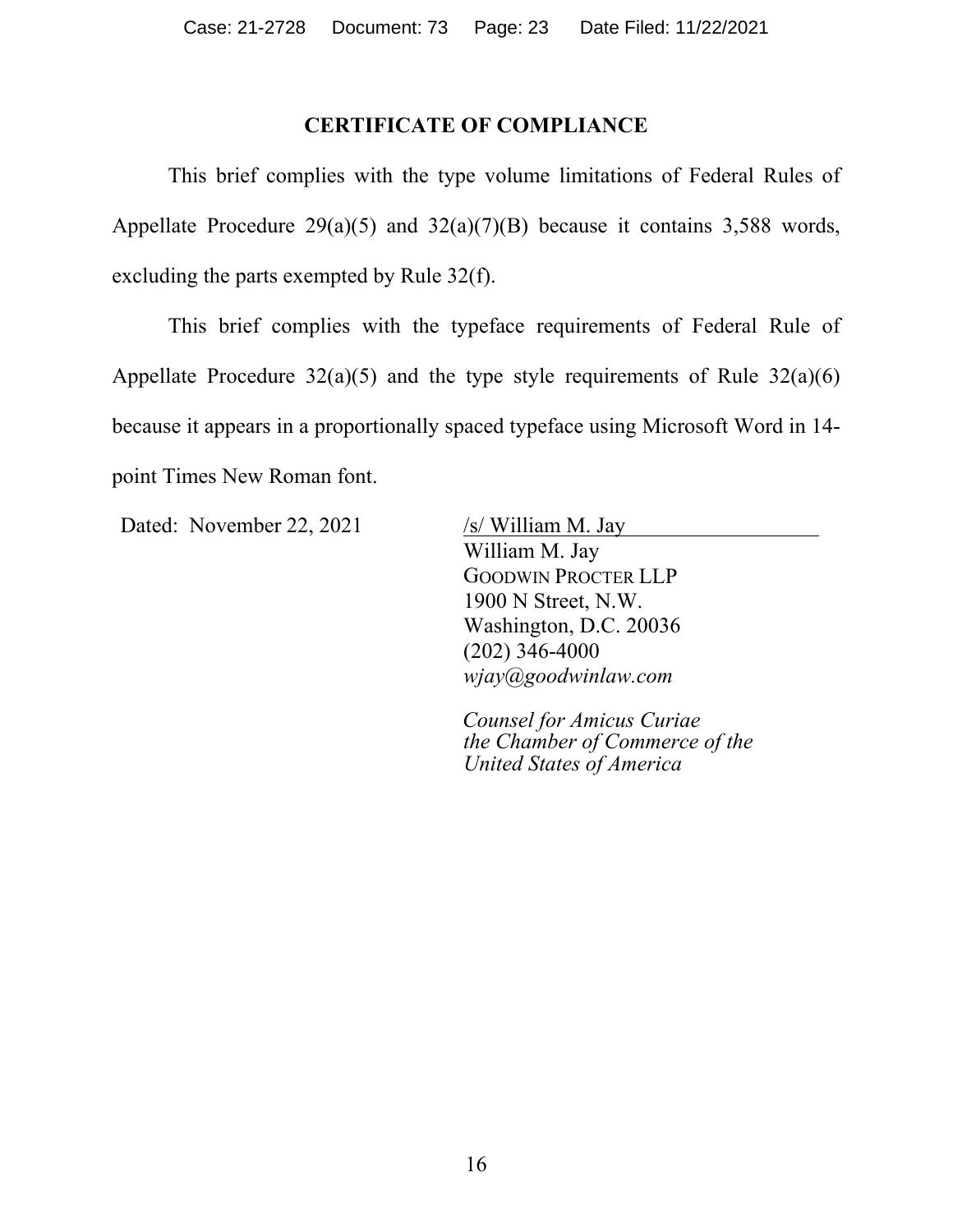## CERTIFICATE OF COMPLIANCE

This brief complies with the type volume limitations of Federal Rules of Appellate Procedure 29(a)(5) and 32(a)(7)(B) because it contains 3,588 words, excluding the parts exempted by Rule 32(f).

This brief complies with the typeface requirements of Federal Rule of Appellate Procedure 32(a)(5) and the type style requirements of Rule 32(a)(6) because it appears in a proportionally spaced typeface using Microsoft Word in 14-point Times New Roman font.

Dated: November 22, 2021

/s/ William M. Jay
William M. Jay
GOODWIN PROCTER LLP
1900 N Street, N.W.
Washington, D.C. 20036
(202) 346-4000
*wjay@goodwinlaw.com*

*Counsel for Amicus Curiae the Chamber of Commerce of the United States of America*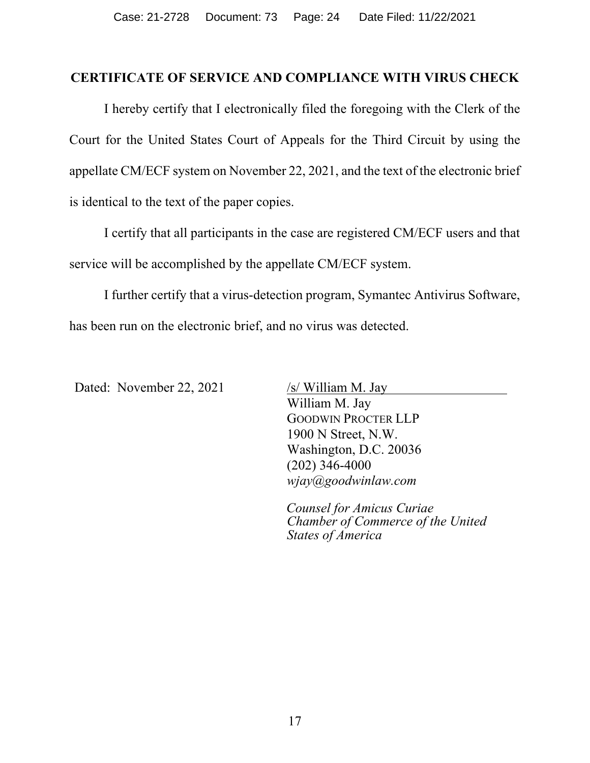## CERTIFICATE OF SERVICE AND COMPLIANCE WITH VIRUS CHECK

I hereby certify that I electronically filed the foregoing with the Clerk of the Court for the United States Court of Appeals for the Third Circuit by using the appellate CM/ECF system on November 22, 2021, and the text of the electronic brief is identical to the text of the paper copies.

I certify that all participants in the case are registered CM/ECF users and that service will be accomplished by the appellate CM/ECF system.

I further certify that a virus-detection program, Symantec Antivirus Software, has been run on the electronic brief, and no virus was detected.

Dated: November 22, 2021

/s/ William M. Jay
William M. Jay
GOODWIN PROCTER LLP
1900 N Street, N.W.
Washington, D.C. 20036
(202) 346-4000
*wjay@goodwinlaw.com*

*Counsel for Amicus Curiae Chamber of Commerce of the United States of America*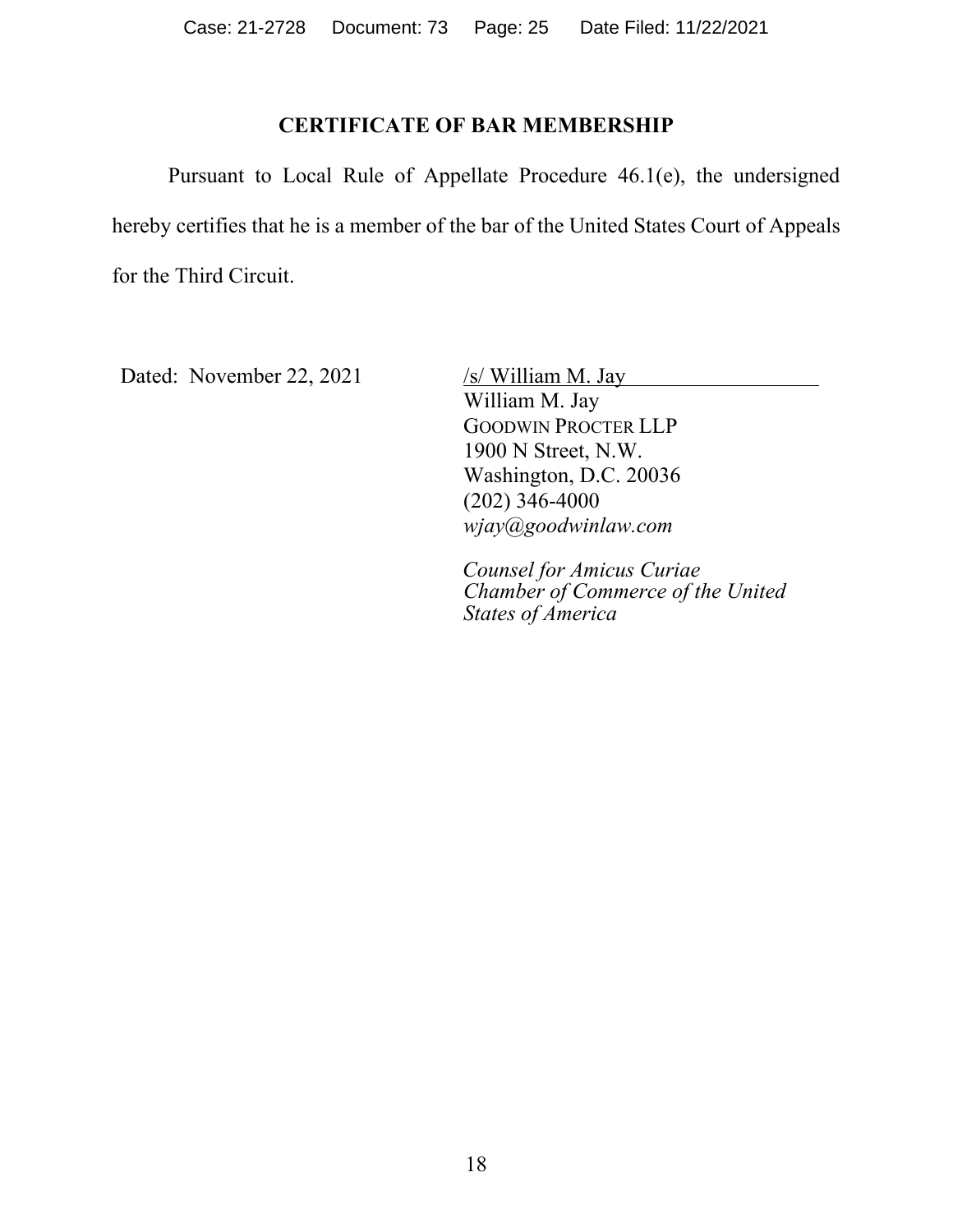## CERTIFICATE OF BAR MEMBERSHIP

Pursuant to Local Rule of Appellate Procedure 46.1(e), the undersigned hereby certifies that he is a member of the bar of the United States Court of Appeals for the Third Circuit.

Dated: November 22, 2021

/s/ William M. Jay
William M. Jay
GOODWIN PROCTER LLP
1900 N Street, N.W.
Washington, D.C. 20036
(202) 346-4000
*wjay@goodwinlaw.com*

*Counsel for Amicus Curiae Chamber of Commerce of the United States of America*